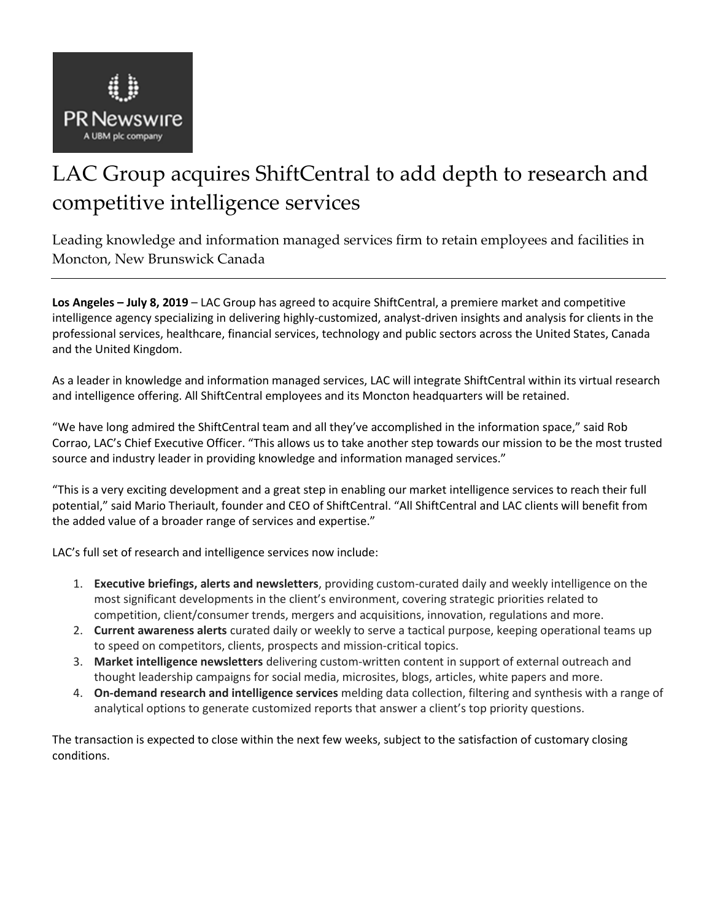PR Newswire
A UBM plc company

# LAC Group acquires ShiftCentral to add depth to research and competitive intelligence services

Leading knowledge and information managed services firm to retain employees and facilities in Moncton, New Brunswick Canada

---

**Los Angeles – July 8, 2019** – LAC Group has agreed to acquire ShiftCentral, a premiere market and competitive intelligence agency specializing in delivering highly-customized, analyst-driven insights and analysis for clients in the professional services, healthcare, financial services, technology and public sectors across the United States, Canada and the United Kingdom.

As a leader in knowledge and information managed services, LAC will integrate ShiftCentral within its virtual research and intelligence offering. All ShiftCentral employees and its Moncton headquarters will be retained.

"We have long admired the ShiftCentral team and all they've accomplished in the information space," said Rob Corrao, LAC's Chief Executive Officer. "This allows us to take another step towards our mission to be the most trusted source and industry leader in providing knowledge and information managed services."

"This is a very exciting development and a great step in enabling our market intelligence services to reach their full potential," said Mario Theriault, founder and CEO of ShiftCentral. "All ShiftCentral and LAC clients will benefit from the added value of a broader range of services and expertise."

LAC's full set of research and intelligence services now include:

1. **Executive briefings, alerts and newsletters**, providing custom-curated daily and weekly intelligence on the most significant developments in the client's environment, covering strategic priorities related to competition, client/consumer trends, mergers and acquisitions, innovation, regulations and more.
2. **Current awareness alerts** curated daily or weekly to serve a tactical purpose, keeping operational teams up to speed on competitors, clients, prospects and mission-critical topics.
3. **Market intelligence newsletters** delivering custom-written content in support of external outreach and thought leadership campaigns for social media, microsites, blogs, articles, white papers and more.
4. **On-demand research and intelligence services** melding data collection, filtering and synthesis with a range of analytical options to generate customized reports that answer a client's top priority questions.

The transaction is expected to close within the next few weeks, subject to the satisfaction of customary closing conditions.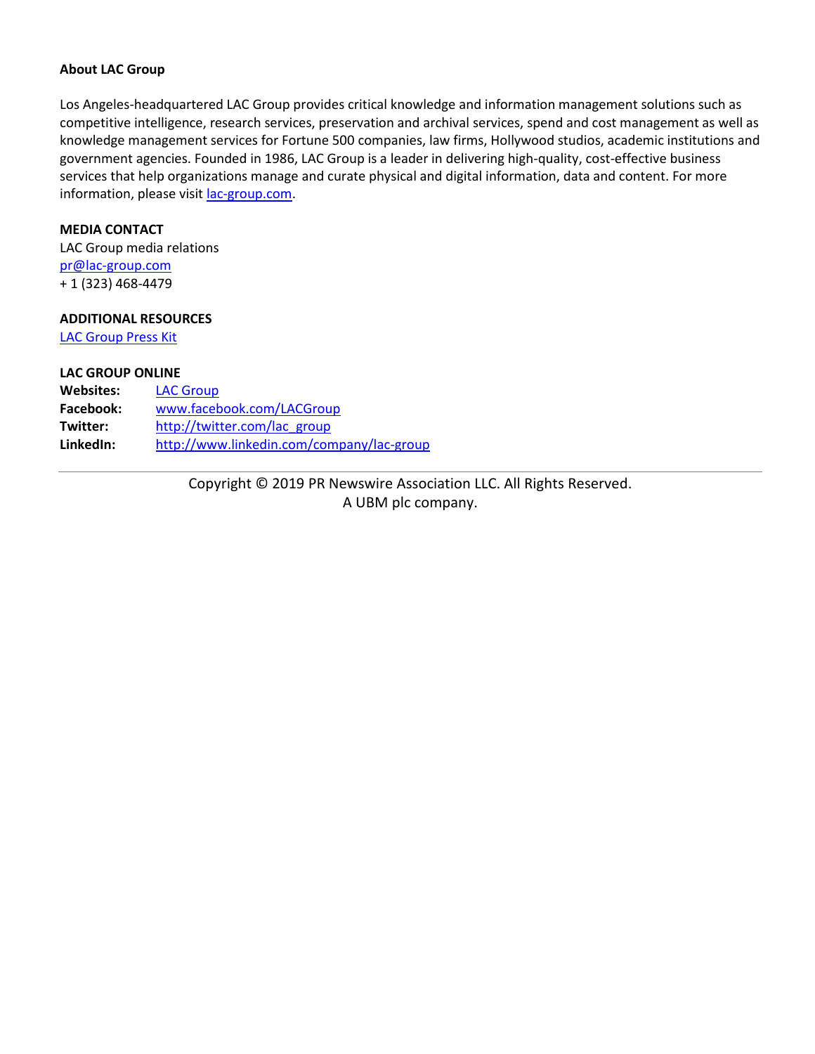**About LAC Group**

Los Angeles-headquartered LAC Group provides critical knowledge and information management solutions such as competitive intelligence, research services, preservation and archival services, spend and cost management as well as knowledge management services for Fortune 500 companies, law firms, Hollywood studios, academic institutions and government agencies. Founded in 1986, LAC Group is a leader in delivering high-quality, cost-effective business services that help organizations manage and curate physical and digital information, data and content. For more information, please visit lac-group.com.

**MEDIA CONTACT**
LAC Group media relations
pr@lac-group.com
+ 1 (323) 468-4479

**ADDITIONAL RESOURCES**
LAC Group Press Kit

**LAC GROUP ONLINE**

| | |
|---|---|
| **Websites:** | LAC Group |
| **Facebook:** | www.facebook.com/LACGroup |
| **Twitter:** | http://twitter.com/lac_group |
| **LinkedIn:** | http://www.linkedin.com/company/lac-group |

Copyright © 2019 PR Newswire Association LLC. All Rights Reserved.
A UBM plc company.